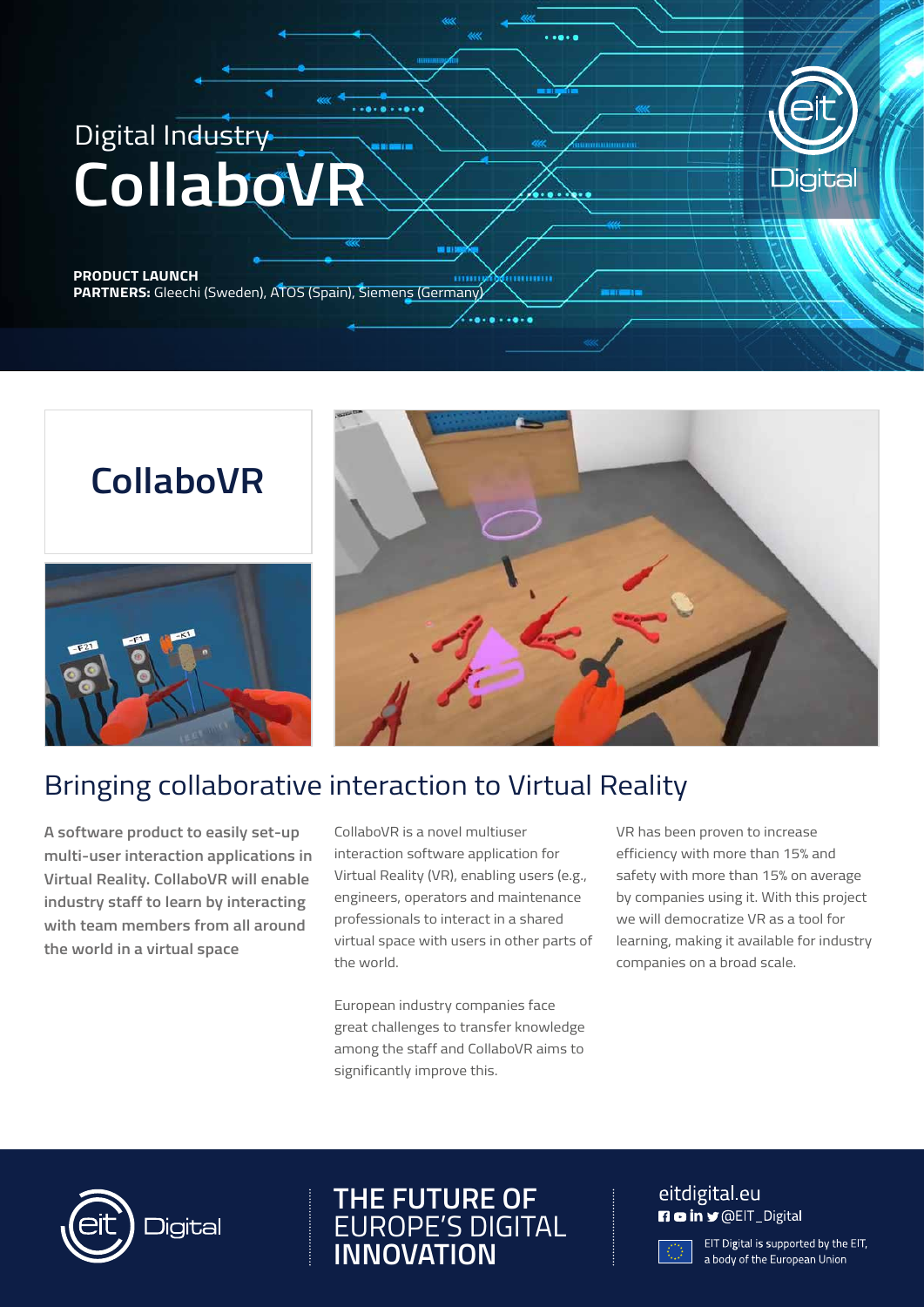Digital Industry

# CollaboVR

**PRODUCT LAUNCH**
**PARTNERS:** Gleechi (Sweden), ATOS (Spain), Siemens (Germany)

## CollaboVR

## Bringing collaborative interaction to Virtual Reality

**A software product to easily set-up multi-user interaction applications in Virtual Reality. CollaboVR will enable industry staff to learn by interacting with team members from all around the world in a virtual space**

CollaboVR is a novel multiuser interaction software application for Virtual Reality (VR), enabling users (e.g., engineers, operators and maintenance professionals to interact in a shared virtual space with users in other parts of the world.

European industry companies face great challenges to transfer knowledge among the staff and CollaboVR aims to significantly improve this.

VR has been proven to increase efficiency with more than 15% and safety with more than 15% on average by companies using it. With this project we will democratize VR as a tool for learning, making it available for industry companies on a broad scale.

eit Digital

**THE FUTURE OF** EUROPE'S DIGITAL **INNOVATION**

eitdigital.eu
@EIT_Digital

EIT Digital is supported by the EIT, a body of the European Union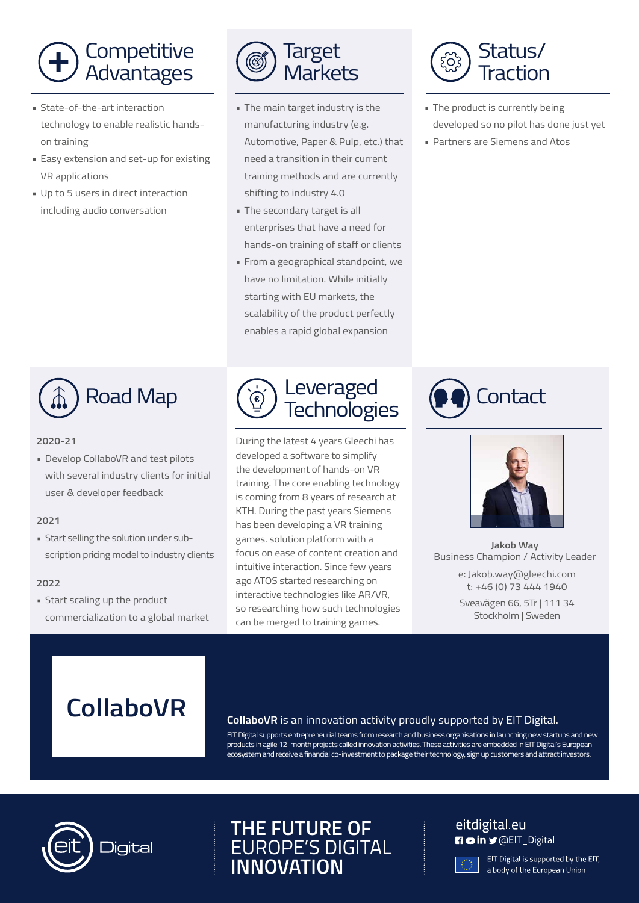## Competitive Advantages

- State-of-the-art interaction technology to enable realistic hands-on training
- Easy extension and set-up for existing VR applications
- Up to 5 users in direct interaction including audio conversation

## Target Markets

- The main target industry is the manufacturing industry (e.g. Automotive, Paper & Pulp, etc.) that need a transition in their current training methods and are currently shifting to industry 4.0
- The secondary target is all enterprises that have a need for hands-on training of staff or clients
- From a geographical standpoint, we have no limitation. While initially starting with EU markets, the scalability of the product perfectly enables a rapid global expansion

## Status/ Traction

- The product is currently being developed so no pilot has done just yet
- Partners are Siemens and Atos

## Road Map

**2020-21**

- Develop CollaboVR and test pilots with several industry clients for initial user & developer feedback

**2021**

- Start selling the solution under subscription pricing model to industry clients

**2022**

- Start scaling up the product commercialization to a global market

## Leveraged Technologies

During the latest 4 years Gleechi has developed a software to simplify the development of hands-on VR training. The core enabling technology is coming from 8 years of research at KTH. During the past years Siemens has been developing a VR training games. solution platform with a focus on ease of content creation and intuitive interaction. Since few years ago ATOS started researching on interactive technologies like AR/VR, so researching how such technologies can be merged to training games.

## Contact

**Jakob Way**
Business Champion / Activity Leader

e: Jakob.way@gleechi.com
t: +46 (0) 73 444 1940

Sveavägen 66, 5Tr | 111 34
Stockholm | Sweden

# CollaboVR

**CollaboVR** is an innovation activity proudly supported by EIT Digital.

EIT Digital supports entrepreneurial teams from research and business organisations in launching new startups and new products in agile 12-month projects called innovation activities. These activities are embedded in EIT Digital's European ecosystem and receive a financial co-investment to package their technology, sign up customers and attract investors.

eit Digital

**THE FUTURE OF** EUROPE'S DIGITAL **INNOVATION**

eitdigital.eu
@EIT_Digital

EIT Digital is supported by the EIT, a body of the European Union